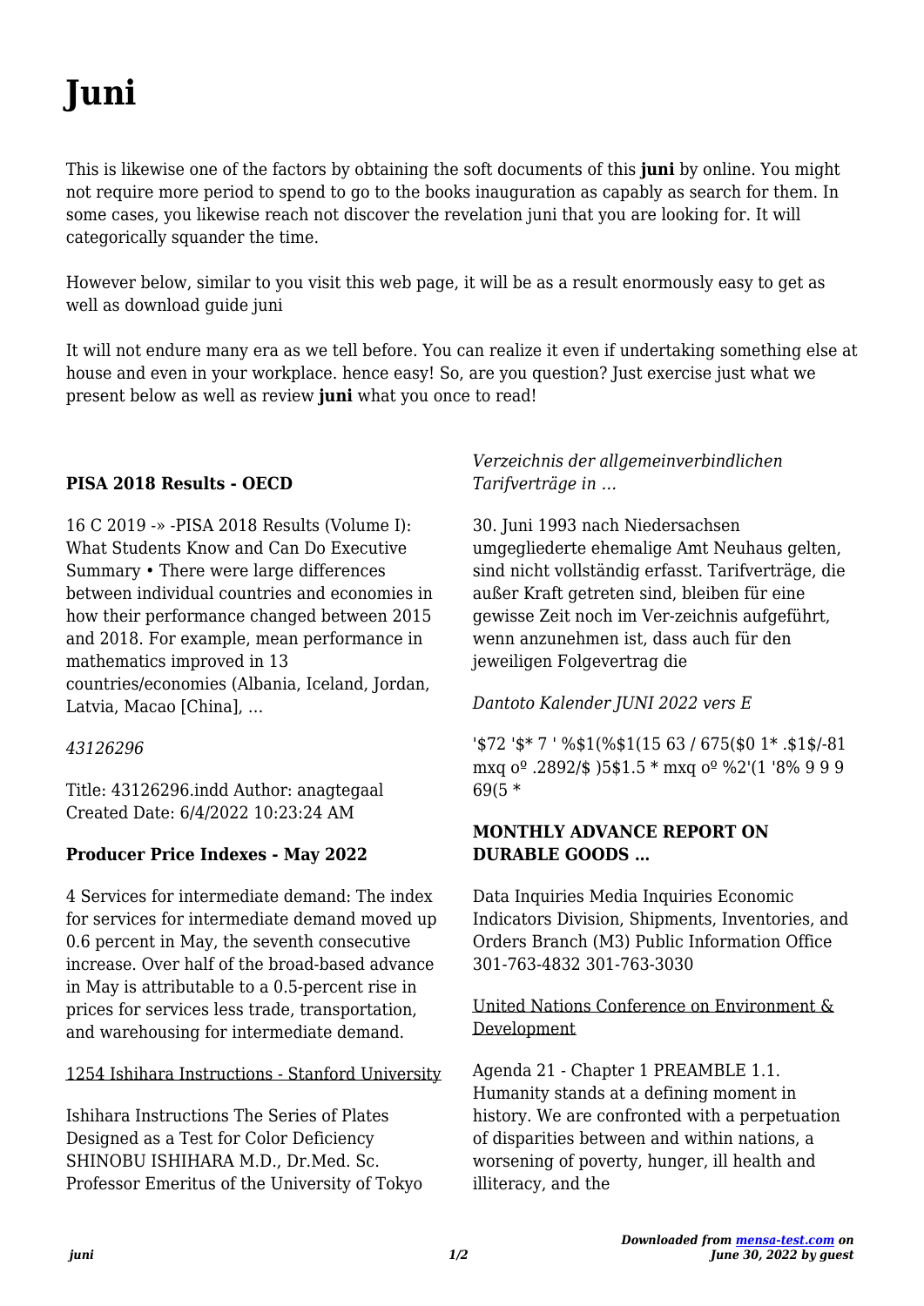# Juni

This is likewise one of the factors by obtaining the soft documents of this **juni** by online. You might not require more period to spend to go to the books inauguration as capably as search for them. In some cases, you likewise reach not discover the revelation juni that you are looking for. It will categorically squander the time.

However below, similar to you visit this web page, it will be as a result enormously easy to get as well as download guide juni

It will not endure many era as we tell before. You can realize it even if undertaking something else at house and even in your workplace. hence easy! So, are you question? Just exercise just what we present below as well as review **juni** what you once to read!

### PISA 2018 Results - OECD

16 C 2019 -» -PISA 2018 Results (Volume I): What Students Know and Can Do Executive Summary • There were large differences between individual countries and economies in how their performance changed between 2015 and 2018. For example, mean performance in mathematics improved in 13 countries/economies (Albania, Iceland, Jordan, Latvia, Macao [China], …

*43126296*

Title: 43126296.indd Author: anagtegaal Created Date: 6/4/2022 10:23:24 AM

### Producer Price Indexes - May 2022

4 Services for intermediate demand: The index for services for intermediate demand moved up 0.6 percent in May, the seventh consecutive increase. Over half of the broad-based advance in May is attributable to a 0.5-percent rise in prices for services less trade, transportation, and warehousing for intermediate demand.

1254 Ishihara Instructions - Stanford University

Ishihara Instructions The Series of Plates Designed as a Test for Color Deficiency SHINOBU ISHIHARA M.D., Dr.Med. Sc. Professor Emeritus of the University of Tokyo

*Verzeichnis der allgemeinverbindlichen Tarifverträge in …*

30. Juni 1993 nach Niedersachsen umgegliederte ehemalige Amt Neuhaus gelten, sind nicht vollständig erfasst. Tarifverträge, die außer Kraft getreten sind, bleiben für eine gewisse Zeit noch im Ver-zeichnis aufgeführt, wenn anzunehmen ist, dass auch für den jeweiligen Folgevertrag die

*Dantoto Kalender JUNI 2022 vers E*

'$72 '$* 7 ' %$1(%$1(15 63 / 675($0 1* .$1$/-81 mxq oº .2892/$ )5$1.5 * mxq oº %2'(1 '8% 9 9 9 69(5 *

### MONTHLY ADVANCE REPORT ON DURABLE GOODS …

Data Inquiries Media Inquiries Economic Indicators Division, Shipments, Inventories, and Orders Branch (M3) Public Information Office 301-763-4832 301-763-3030

United Nations Conference on Environment & Development

Agenda 21 - Chapter 1 PREAMBLE 1.1. Humanity stands at a defining moment in history. We are confronted with a perpetuation of disparities between and within nations, a worsening of poverty, hunger, ill health and illiteracy, and the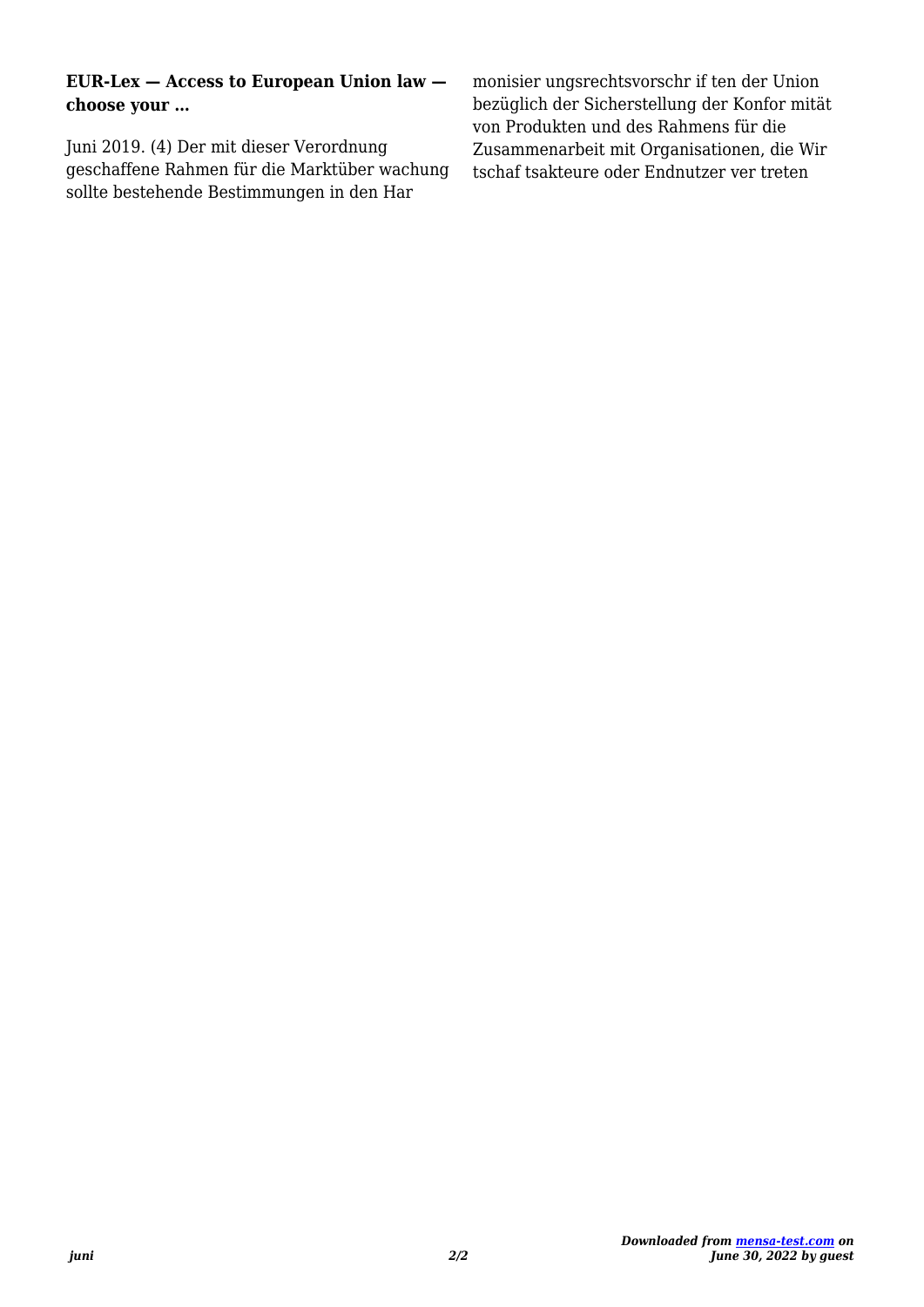**EUR-Lex — Access to European Union law — choose your …**

Juni 2019. (4) Der mit dieser Verordnung geschaffene Rahmen für die Marktüber wachung sollte bestehende Bestimmungen in den Har monisier ungsrechtsvorschr if ten der Union bezüglich der Sicherstellung der Konfor mität von Produkten und des Rahmens für die Zusammenarbeit mit Organisationen, die Wir tschaf tsakteure oder Endnutzer ver treten